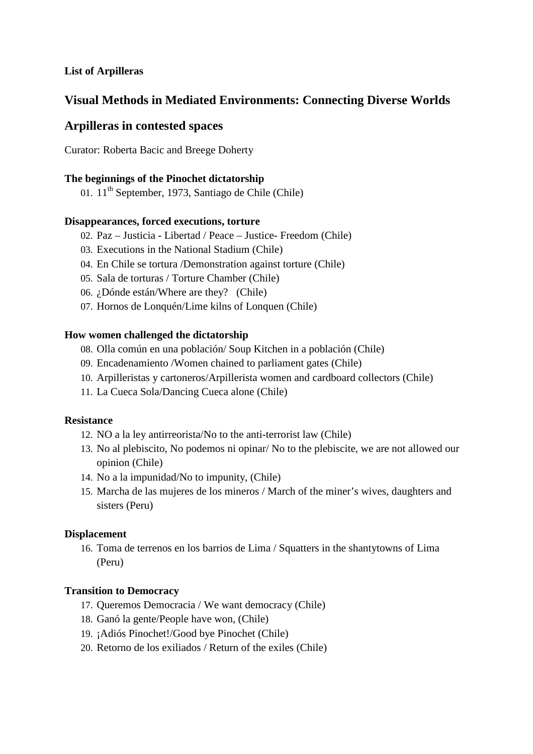**List of Arpilleras**

## Visual Methods in Mediated Environments: Connecting Diverse Worlds

## Arpilleras in contested spaces

Curator: Roberta Bacic and Breege Doherty

**The beginnings of the Pinochet dictatorship**

01. 11th September, 1973, Santiago de Chile (Chile)

**Disappearances, forced executions, torture**

02. Paz – Justicia - Libertad / Peace – Justice- Freedom (Chile)
03. Executions in the National Stadium (Chile)
04. En Chile se tortura /Demonstration against torture (Chile)
05. Sala de torturas / Torture Chamber (Chile)
06. ¿Dónde están/Where are they? (Chile)
07. Hornos de Lonquén/Lime kilns of Lonquen (Chile)

**How women challenged the dictatorship**

08. Olla común en una población/ Soup Kitchen in a población (Chile)
09. Encadenamiento /Women chained to parliament gates (Chile)
10. Arpilleristas y cartoneros/Arpillerista women and cardboard collectors (Chile)
11. La Cueca Sola/Dancing Cueca alone (Chile)

**Resistance**

12. NO a la ley antirreorista/No to the anti-terrorist law (Chile)
13. No al plebiscito, No podemos ni opinar/ No to the plebiscite, we are not allowed our opinion (Chile)
14. No a la impunidad/No to impunity, (Chile)
15. Marcha de las mujeres de los mineros / March of the miner's wives, daughters and sisters (Peru)

**Displacement**

16. Toma de terrenos en los barrios de Lima / Squatters in the shantytowns of Lima (Peru)

**Transition to Democracy**

17. Queremos Democracia / We want democracy (Chile)
18. Ganó la gente/People have won, (Chile)
19. ¡Adiós Pinochet!/Good bye Pinochet (Chile)
20. Retorno de los exiliados / Return of the exiles (Chile)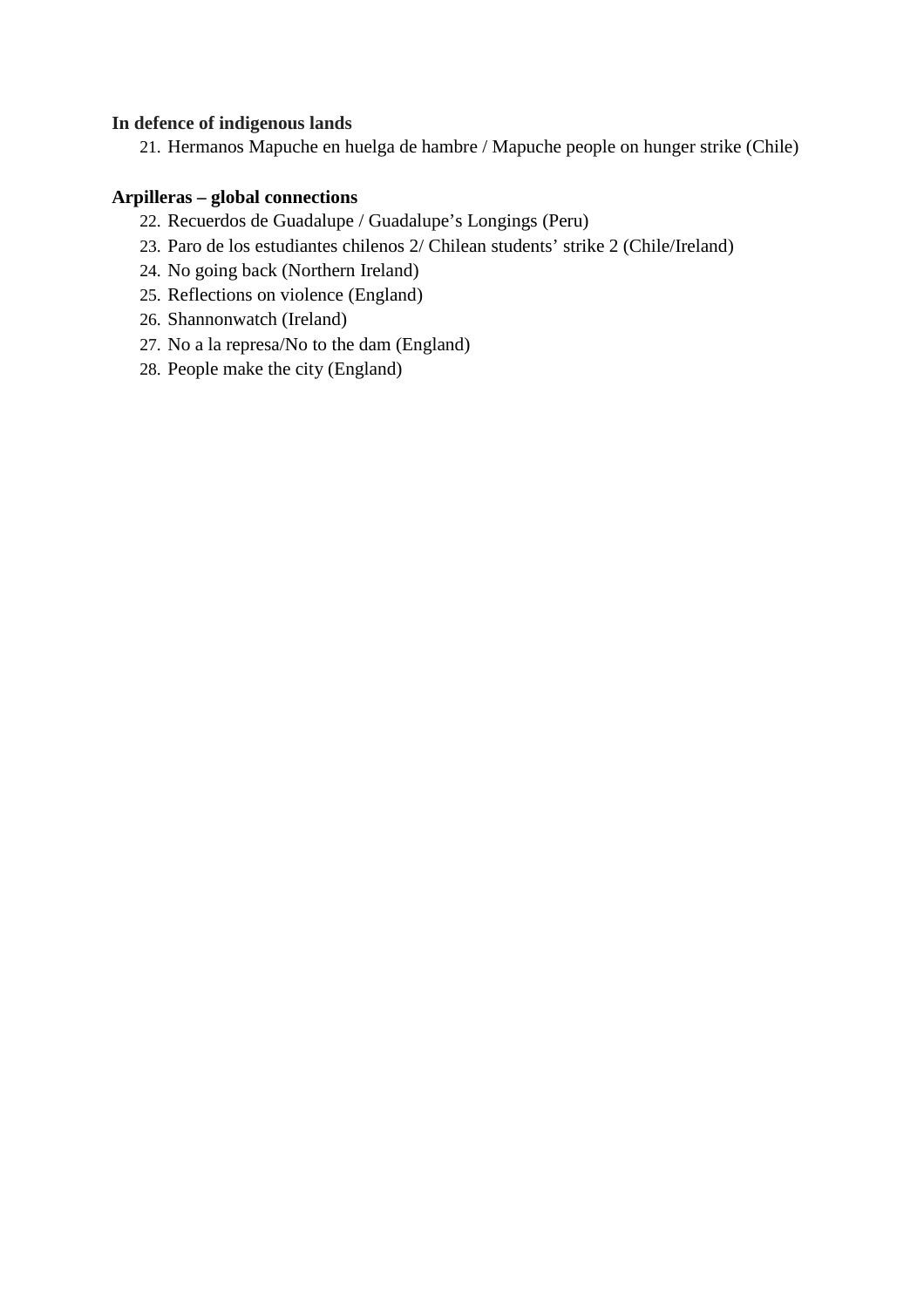**In defence of indigenous lands**

21. Hermanos Mapuche en huelga de hambre / Mapuche people on hunger strike (Chile)

**Arpilleras – global connections**

22. Recuerdos de Guadalupe / Guadalupe's Longings (Peru)
23. Paro de los estudiantes chilenos 2/ Chilean students' strike 2 (Chile/Ireland)
24. No going back (Northern Ireland)
25. Reflections on violence (England)
26. Shannonwatch (Ireland)
27. No a la represa/No to the dam (England)
28. People make the city (England)